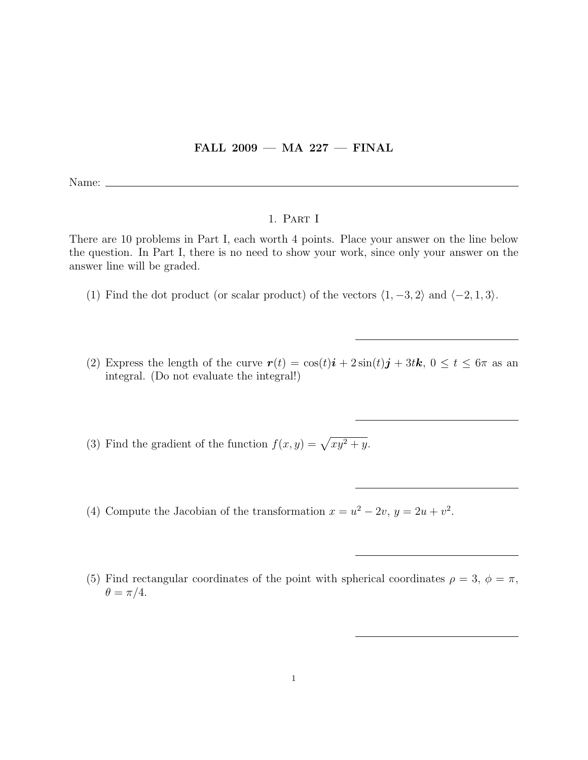# FALL 2009 — MA 227 — FINAL

Name: \_\_\_\_\_\_\_\_\_\_\_\_\_\_\_\_\_\_\_\_\_\_\_\_\_\_\_\_\_\_\_\_\_\_\_\_\_\_\_\_

## 1. Part I

There are 10 problems in Part I, each worth 4 points. Place your answer on the line below the question. In Part I, there is no need to show your work, since only your answer on the answer line will be graded.

(1) Find the dot product (or scalar product) of the vectors $\langle 1, -3, 2\rangle$ and $\langle -2, 1, 3\rangle$.

\_\_\_\_\_\_\_\_\_\_\_\_\_\_\_\_\_\_\_\_

(2) Express the length of the curve $\boldsymbol{r}(t) = \cos(t)\boldsymbol{i} + 2\sin(t)\boldsymbol{j} + 3t\boldsymbol{k}$, $0 \leq t \leq 6\pi$ as an integral. (Do not evaluate the integral!)

\_\_\_\_\_\_\_\_\_\_\_\_\_\_\_\_\_\_\_\_

(3) Find the gradient of the function $f(x, y) = \sqrt{xy^2 + y}$.

\_\_\_\_\_\_\_\_\_\_\_\_\_\_\_\_\_\_\_\_

(4) Compute the Jacobian of the transformation $x = u^2 - 2v$, $y = 2u + v^2$.

\_\_\_\_\_\_\_\_\_\_\_\_\_\_\_\_\_\_\_\_

(5) Find rectangular coordinates of the point with spherical coordinates $\rho = 3$, $\phi = \pi$, $\theta = \pi/4$.

\_\_\_\_\_\_\_\_\_\_\_\_\_\_\_\_\_\_\_\_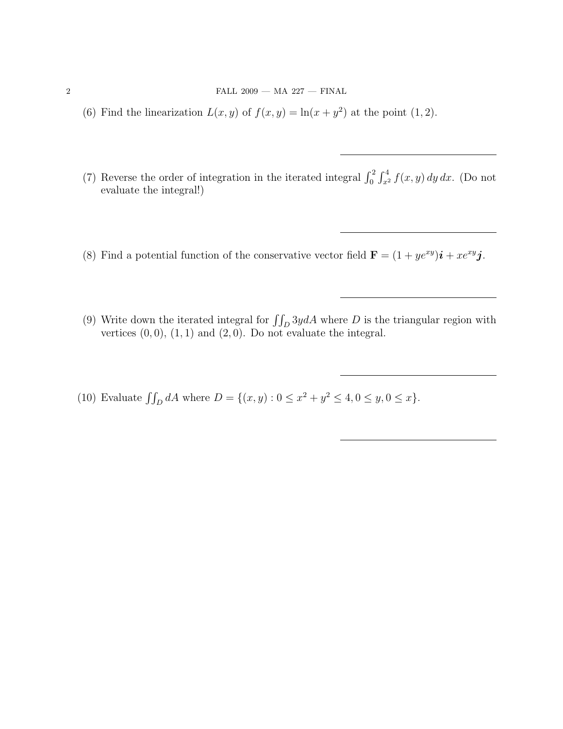(6) Find the linearization $L(x, y)$ of $f(x, y) = \ln(x + y^2)$ at the point $(1, 2)$.

---

(7) Reverse the order of integration in the iterated integral $\int_0^2 \int_{x^2}^4 f(x, y)\, dy\, dx$. (Do not evaluate the integral!)

---

(8) Find a potential function of the conservative vector field $\mathbf{F} = (1 + ye^{xy})\boldsymbol{i} + xe^{xy}\boldsymbol{j}$.

---

(9) Write down the iterated integral for $\iint_D 3y dA$ where $D$ is the triangular region with vertices $(0, 0)$, $(1, 1)$ and $(2, 0)$. Do not evaluate the integral.

---

(10) Evaluate $\iint_D dA$ where $D = \{(x, y) : 0 \leq x^2 + y^2 \leq 4, 0 \leq y, 0 \leq x\}$.

---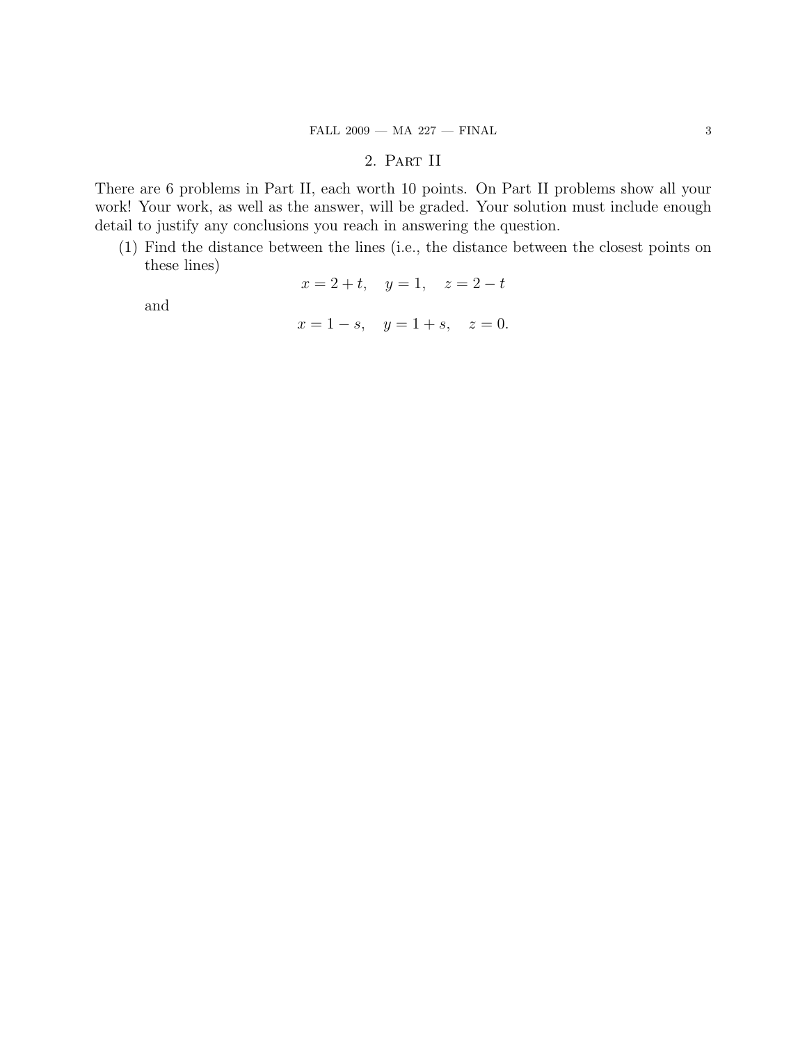## 2. Part II

There are 6 problems in Part II, each worth 10 points. On Part II problems show all your work! Your work, as well as the answer, will be graded. Your solution must include enough detail to justify any conclusions you reach in answering the question.

(1) Find the distance between the lines (i.e., the distance between the closest points on these lines)

$$x = 2 + t, \quad y = 1, \quad z = 2 - t$$

and

$$x = 1 - s, \quad y = 1 + s, \quad z = 0.$$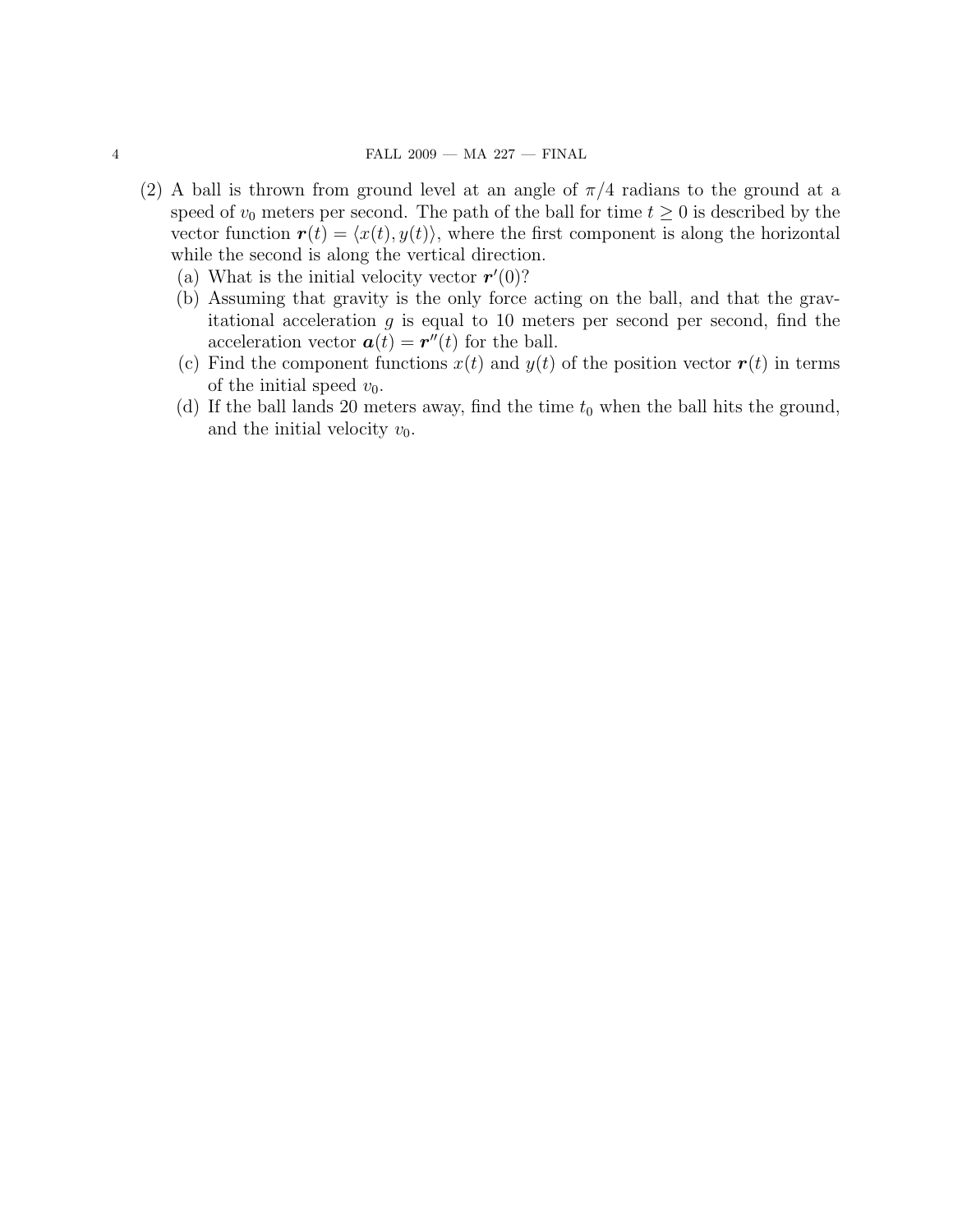(2) A ball is thrown from ground level at an angle of $\pi/4$ radians to the ground at a speed of $v_0$ meters per second. The path of the ball for time $t \geq 0$ is described by the vector function $\boldsymbol{r}(t) = \langle x(t), y(t) \rangle$, where the first component is along the horizontal while the second is along the vertical direction.

(a) What is the initial velocity vector $\boldsymbol{r}'(0)$?

(b) Assuming that gravity is the only force acting on the ball, and that the gravitational acceleration $g$ is equal to 10 meters per second per second, find the acceleration vector $\boldsymbol{a}(t) = \boldsymbol{r}''(t)$ for the ball.

(c) Find the component functions $x(t)$ and $y(t)$ of the position vector $\boldsymbol{r}(t)$ in terms of the initial speed $v_0$.

(d) If the ball lands 20 meters away, find the time $t_0$ when the ball hits the ground, and the initial velocity $v_0$.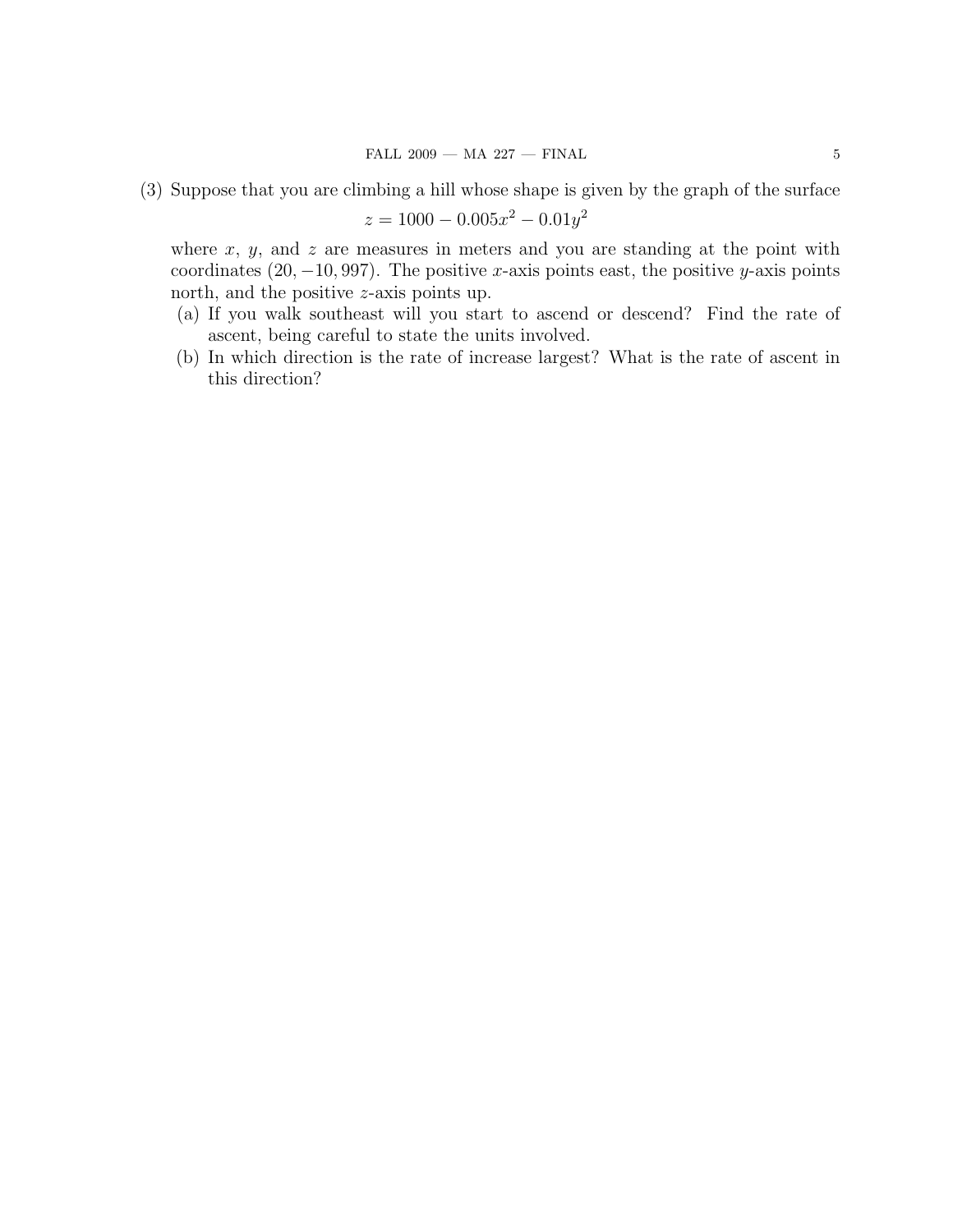(3) Suppose that you are climbing a hill whose shape is given by the graph of the surface

$$z = 1000 - 0.005x^2 - 0.01y^2$$

where $x$, $y$, and $z$ are measures in meters and you are standing at the point with coordinates $(20, -10, 997)$. The positive $x$-axis points east, the positive $y$-axis points north, and the positive $z$-axis points up.

(a) If you walk southeast will you start to ascend or descend? Find the rate of ascent, being careful to state the units involved.

(b) In which direction is the rate of increase largest? What is the rate of ascent in this direction?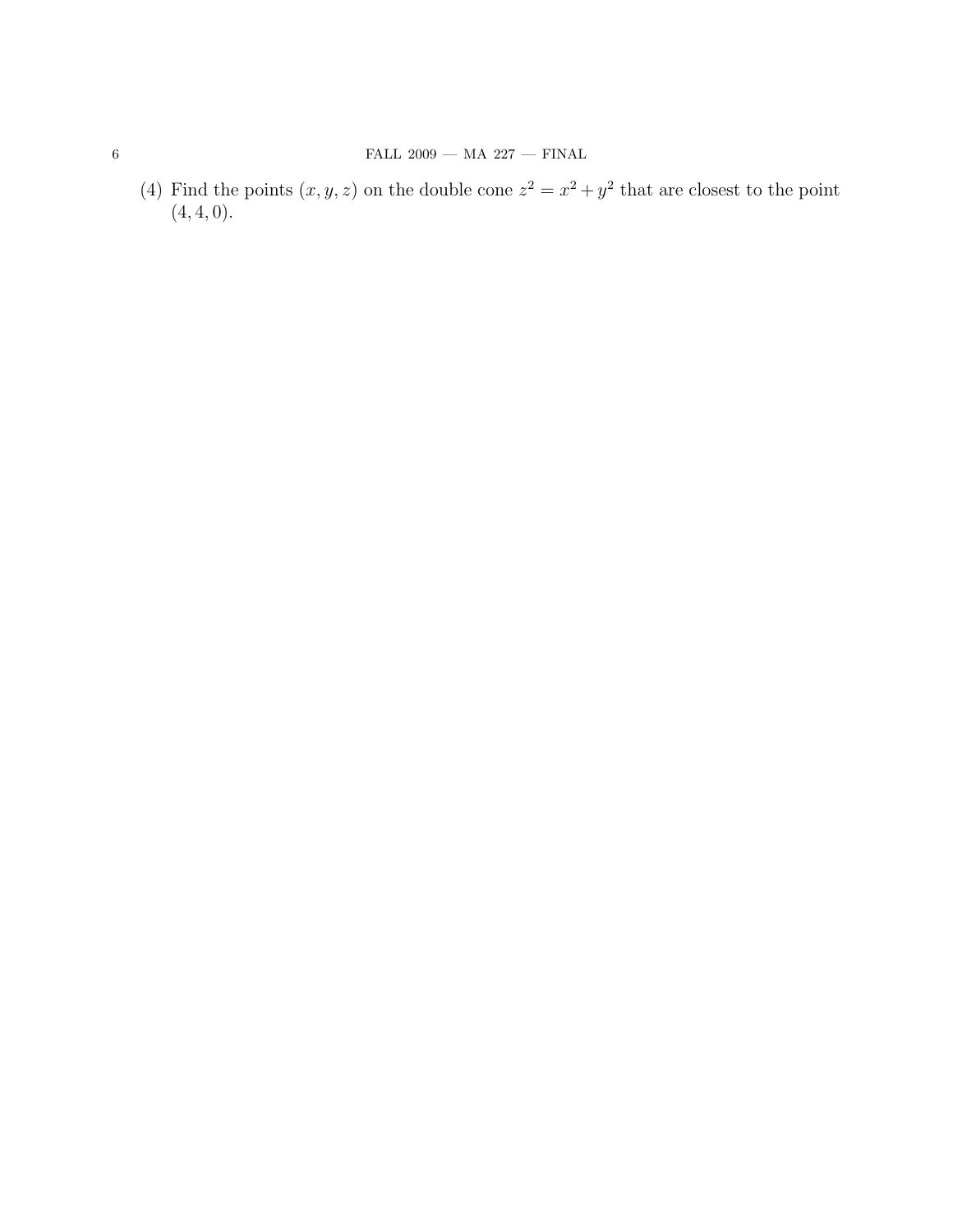(4) Find the points $(x, y, z)$ on the double cone $z^2 = x^2 + y^2$ that are closest to the point $(4, 4, 0)$.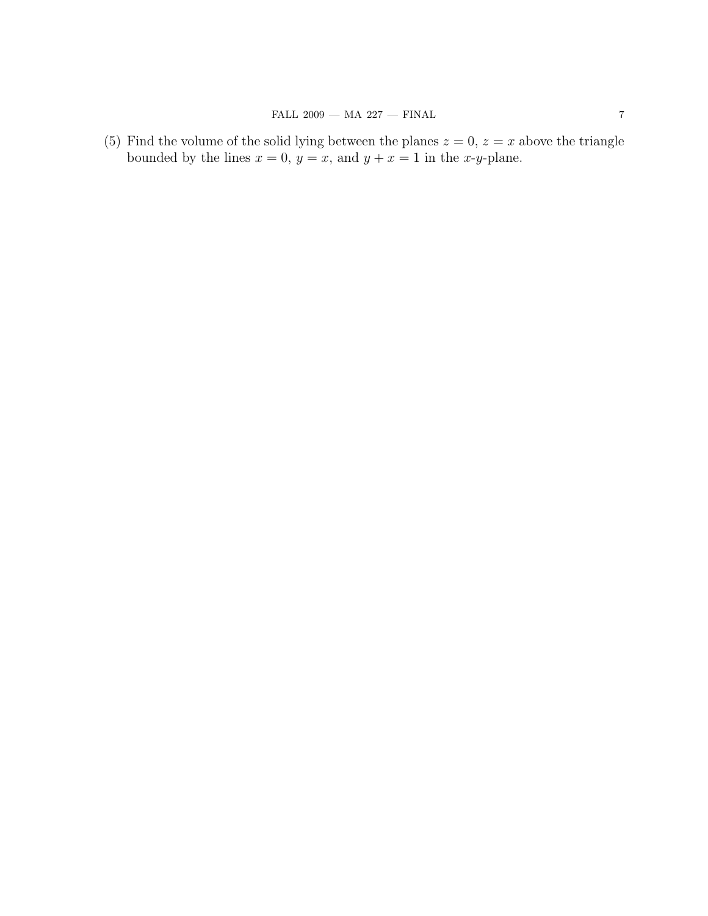(5) Find the volume of the solid lying between the planes $z = 0$, $z = x$ above the triangle bounded by the lines $x = 0$, $y = x$, and $y + x = 1$ in the $x$-$y$-plane.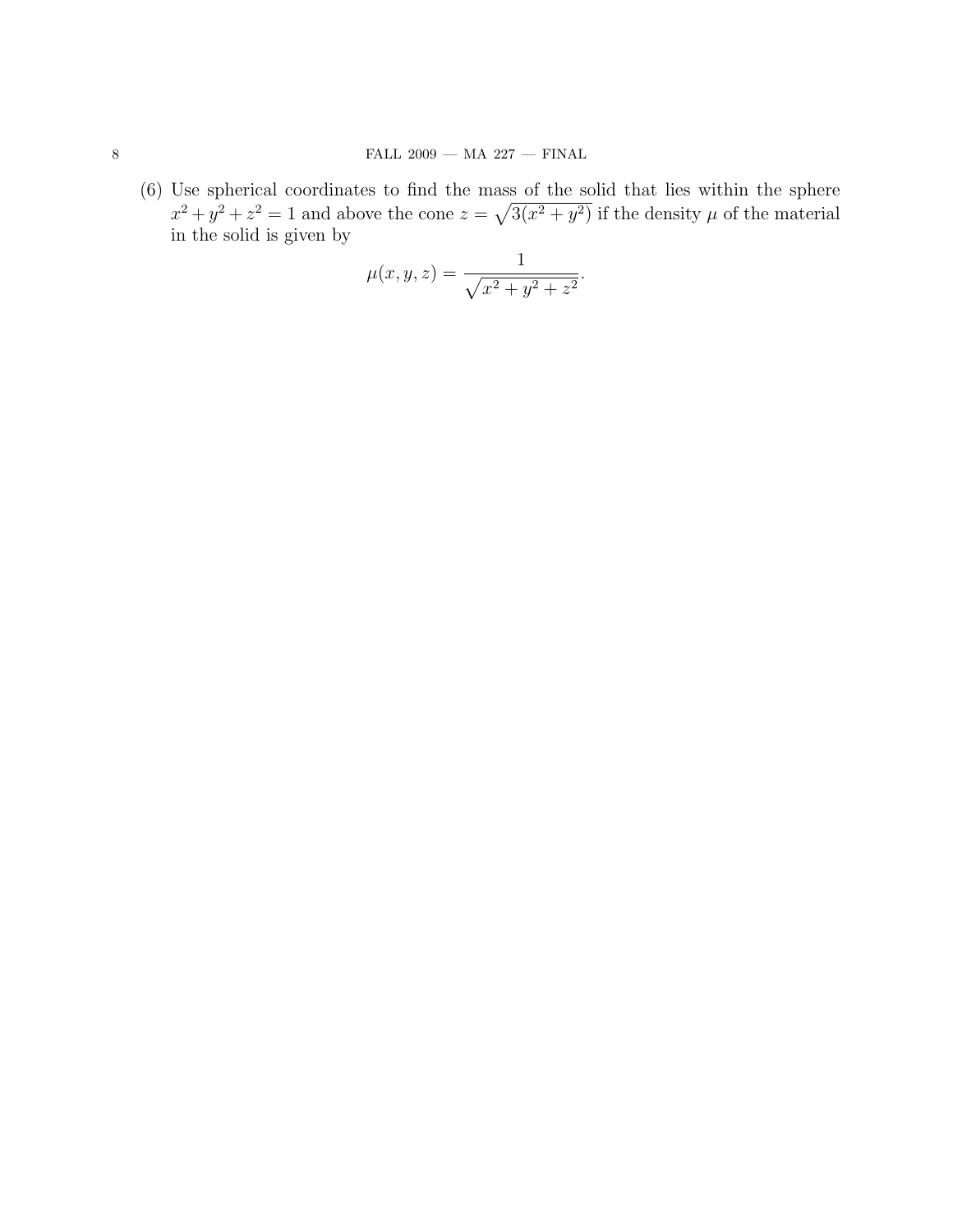(6) Use spherical coordinates to find the mass of the solid that lies within the sphere $x^2 + y^2 + z^2 = 1$ and above the cone $z = \sqrt{3(x^2 + y^2)}$ if the density $\mu$ of the material in the solid is given by

$$\mu(x, y, z) = \frac{1}{\sqrt{x^2 + y^2 + z^2}}.$$